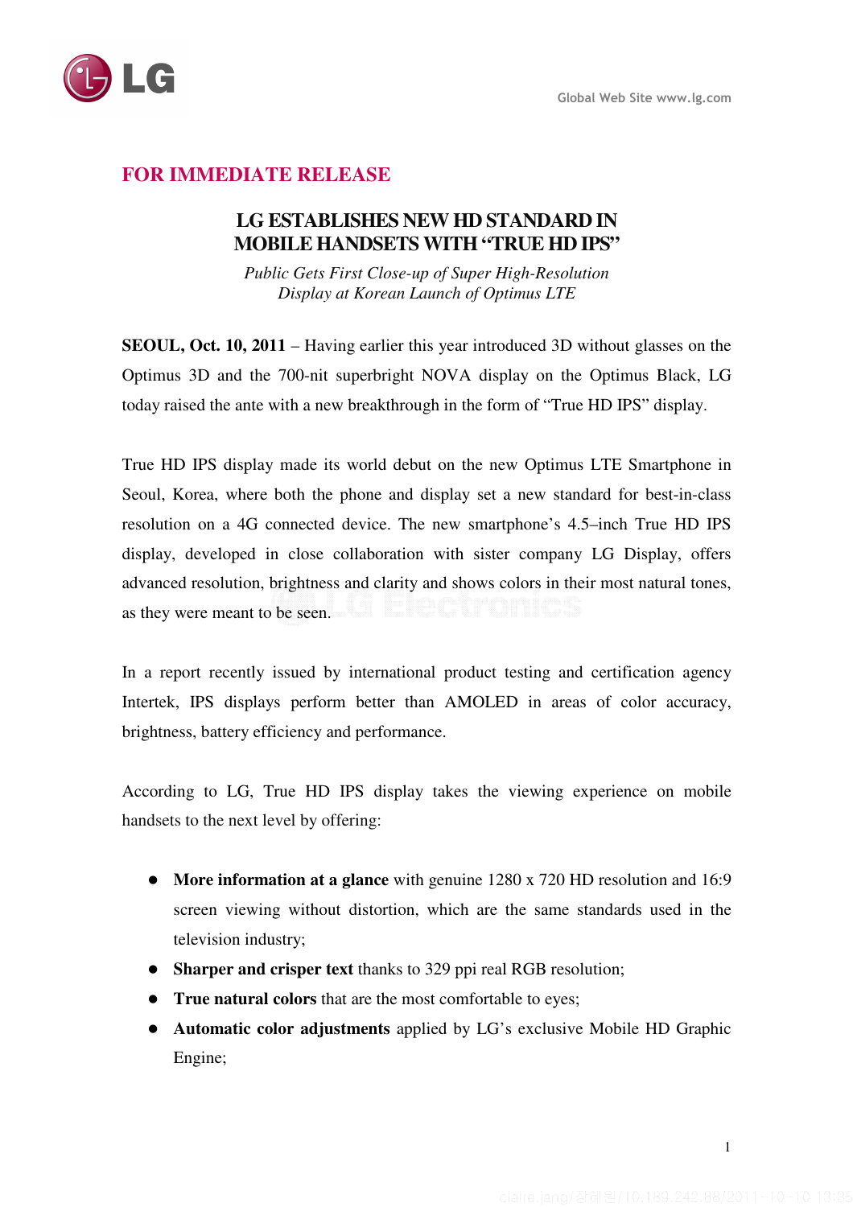**FOR IMMEDIATE RELEASE**

# LG ESTABLISHES NEW HD STANDARD IN MOBILE HANDSETS WITH "TRUE HD IPS"

*Public Gets First Close-up of Super High-Resolution Display at Korean Launch of Optimus LTE*

**SEOUL, Oct. 10, 2011** – Having earlier this year introduced 3D without glasses on the Optimus 3D and the 700-nit superbright NOVA display on the Optimus Black, LG today raised the ante with a new breakthrough in the form of "True HD IPS" display.

True HD IPS display made its world debut on the new Optimus LTE Smartphone in Seoul, Korea, where both the phone and display set a new standard for best-in-class resolution on a 4G connected device. The new smartphone's 4.5–inch True HD IPS display, developed in close collaboration with sister company LG Display, offers advanced resolution, brightness and clarity and shows colors in their most natural tones, as they were meant to be seen.

In a report recently issued by international product testing and certification agency Intertek, IPS displays perform better than AMOLED in areas of color accuracy, brightness, battery efficiency and performance.

According to LG, True HD IPS display takes the viewing experience on mobile handsets to the next level by offering:

- **More information at a glance** with genuine 1280 x 720 HD resolution and 16:9 screen viewing without distortion, which are the same standards used in the television industry;
- **Sharper and crisper text** thanks to 329 ppi real RGB resolution;
- **True natural colors** that are the most comfortable to eyes;
- **Automatic color adjustments** applied by LG's exclusive Mobile HD Graphic Engine;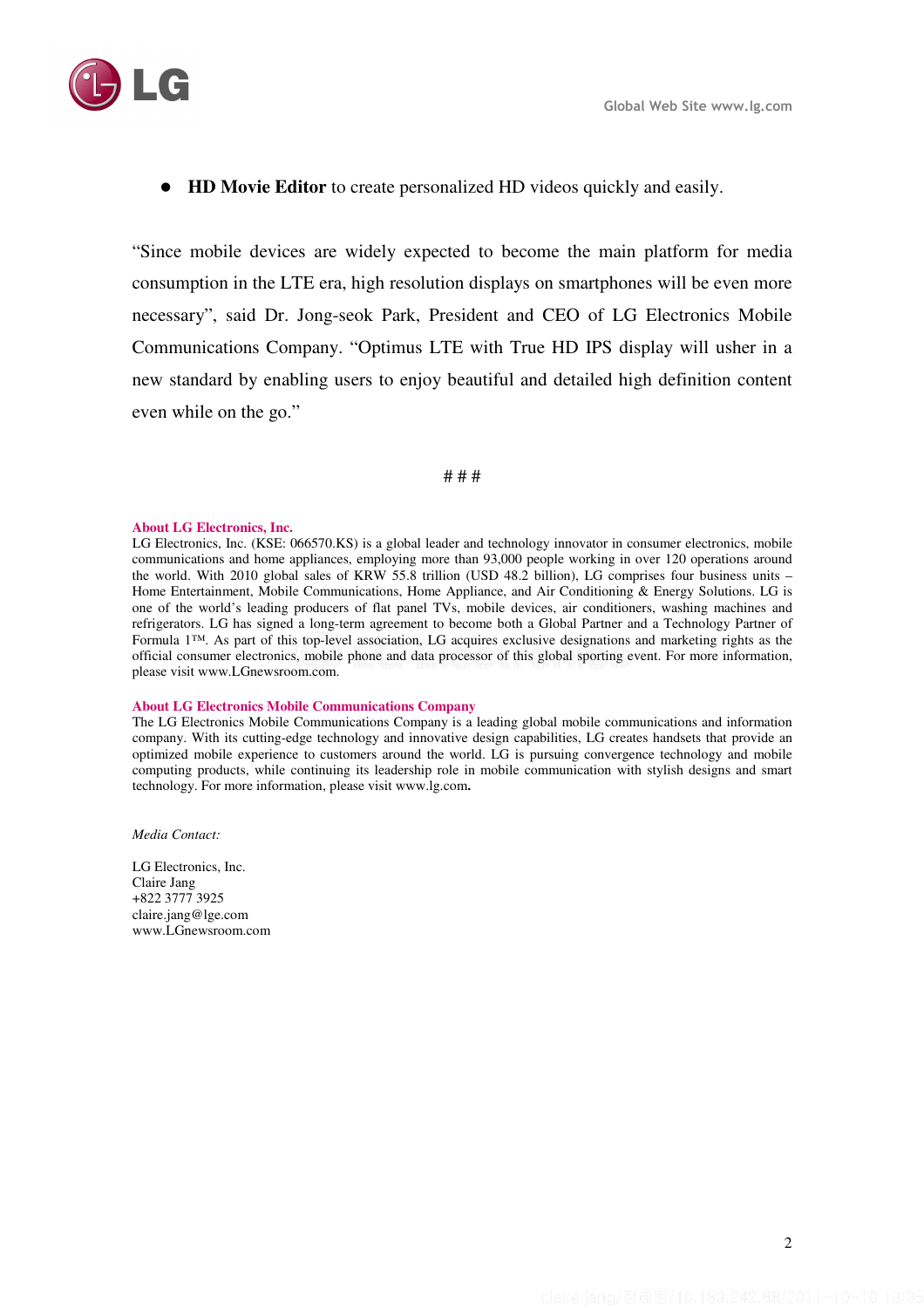- **HD Movie Editor** to create personalized HD videos quickly and easily.

"Since mobile devices are widely expected to become the main platform for media consumption in the LTE era, high resolution displays on smartphones will be even more necessary", said Dr. Jong-seok Park, President and CEO of LG Electronics Mobile Communications Company. "Optimus LTE with True HD IPS display will usher in a new standard by enabling users to enjoy beautiful and detailed high definition content even while on the go."

# # #

**About LG Electronics, Inc.**

LG Electronics, Inc. (KSE: 066570.KS) is a global leader and technology innovator in consumer electronics, mobile communications and home appliances, employing more than 93,000 people working in over 120 operations around the world. With 2010 global sales of KRW 55.8 trillion (USD 48.2 billion), LG comprises four business units – Home Entertainment, Mobile Communications, Home Appliance, and Air Conditioning & Energy Solutions. LG is one of the world's leading producers of flat panel TVs, mobile devices, air conditioners, washing machines and refrigerators. LG has signed a long-term agreement to become both a Global Partner and a Technology Partner of Formula 1™. As part of this top-level association, LG acquires exclusive designations and marketing rights as the official consumer electronics, mobile phone and data processor of this global sporting event. For more information, please visit www.LGnewsroom.com.

**About LG Electronics Mobile Communications Company**

The LG Electronics Mobile Communications Company is a leading global mobile communications and information company. With its cutting-edge technology and innovative design capabilities, LG creates handsets that provide an optimized mobile experience to customers around the world. LG is pursuing convergence technology and mobile computing products, while continuing its leadership role in mobile communication with stylish designs and smart technology. For more information, please visit www.lg.com.

*Media Contact:*

LG Electronics, Inc.
Claire Jang
+822 3777 3925
claire.jang@lge.com
www.LGnewsroom.com